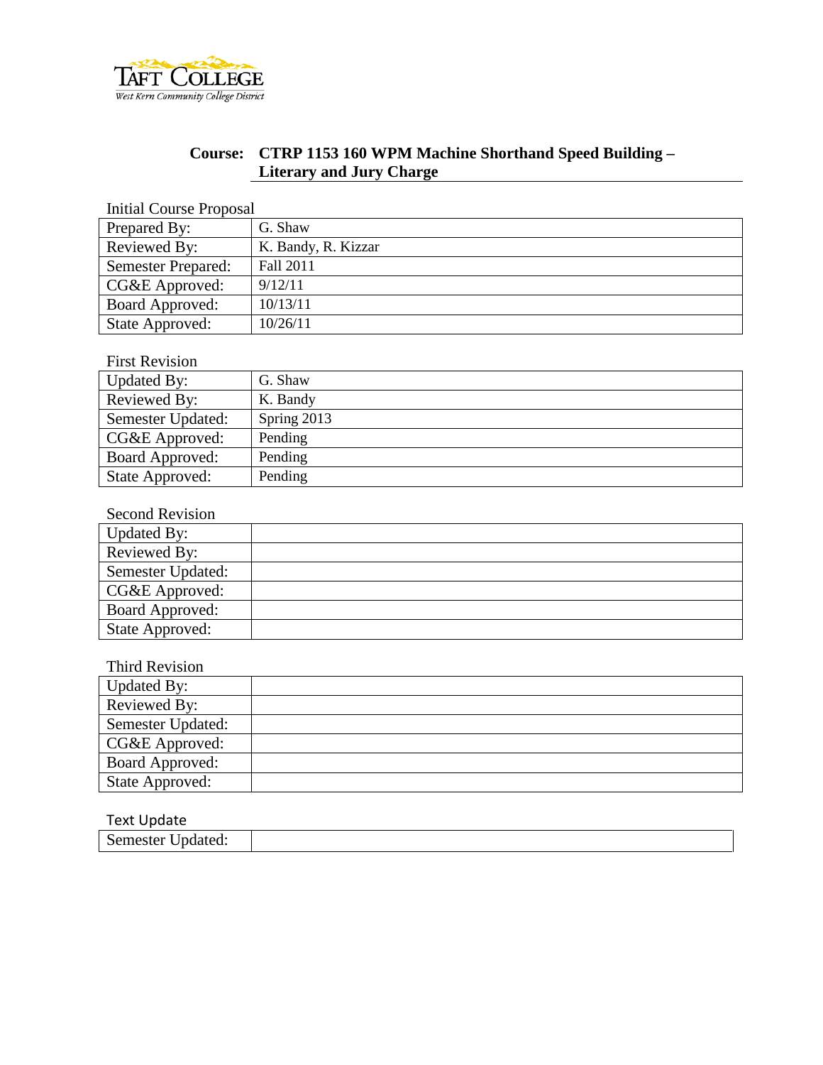Taft College

West Kern Community College District

**Course: CTRP 1153 160 WPM Machine Shorthand Speed Building – Literary and Jury Charge**

Initial Course Proposal

| Prepared By: | G. Shaw |
|---|---|
| Reviewed By: | K. Bandy, R. Kizzar |
| Semester Prepared: | Fall 2011 |
| CG&E Approved: | 9/12/11 |
| Board Approved: | 10/13/11 |
| State Approved: | 10/26/11 |

First Revision

| Updated By: | G. Shaw |
|---|---|
| Reviewed By: | K. Bandy |
| Semester Updated: | Spring 2013 |
| CG&E Approved: | Pending |
| Board Approved: | Pending |
| State Approved: | Pending |

Second Revision

| Updated By: | |
|---|---|
| Reviewed By: | |
| Semester Updated: | |
| CG&E Approved: | |
| Board Approved: | |
| State Approved: | |

Third Revision

| Updated By: | |
|---|---|
| Reviewed By: | |
| Semester Updated: | |
| CG&E Approved: | |
| Board Approved: | |
| State Approved: | |

Text Update

| Semester Updated: | |
|---|---|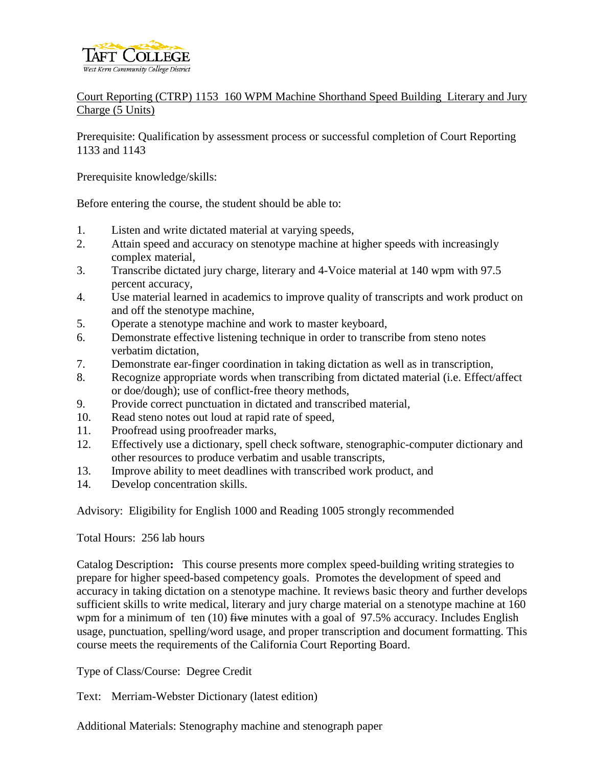TAFT COLLEGE
West Kern Community College District

Court Reporting (CTRP) 1153 160 WPM Machine Shorthand Speed Building Literary and Jury Charge (5 Units)

Prerequisite: Qualification by assessment process or successful completion of Court Reporting 1133 and 1143

Prerequisite knowledge/skills:

Before entering the course, the student should be able to:

1. Listen and write dictated material at varying speeds,
2. Attain speed and accuracy on stenotype machine at higher speeds with increasingly complex material,
3. Transcribe dictated jury charge, literary and 4-Voice material at 140 wpm with 97.5 percent accuracy,
4. Use material learned in academics to improve quality of transcripts and work product on and off the stenotype machine,
5. Operate a stenotype machine and work to master keyboard,
6. Demonstrate effective listening technique in order to transcribe from steno notes verbatim dictation,
7. Demonstrate ear-finger coordination in taking dictation as well as in transcription,
8. Recognize appropriate words when transcribing from dictated material (i.e. Effect/affect or doe/dough); use of conflict-free theory methods,
9. Provide correct punctuation in dictated and transcribed material,
10. Read steno notes out loud at rapid rate of speed,
11. Proofread using proofreader marks,
12. Effectively use a dictionary, spell check software, stenographic-computer dictionary and other resources to produce verbatim and usable transcripts,
13. Improve ability to meet deadlines with transcribed work product, and
14. Develop concentration skills.

Advisory: Eligibility for English 1000 and Reading 1005 strongly recommended

Total Hours: 256 lab hours

Catalog Description**:** This course presents more complex speed-building writing strategies to prepare for higher speed-based competency goals. Promotes the development of speed and accuracy in taking dictation on a stenotype machine. It reviews basic theory and further develops sufficient skills to write medical, literary and jury charge material on a stenotype machine at 160 wpm for a minimum of ten (10) ~~five~~ minutes with a goal of 97.5% accuracy. Includes English usage, punctuation, spelling/word usage, and proper transcription and document formatting. This course meets the requirements of the California Court Reporting Board.

Type of Class/Course: Degree Credit

Text: Merriam-Webster Dictionary (latest edition)

Additional Materials: Stenography machine and stenograph paper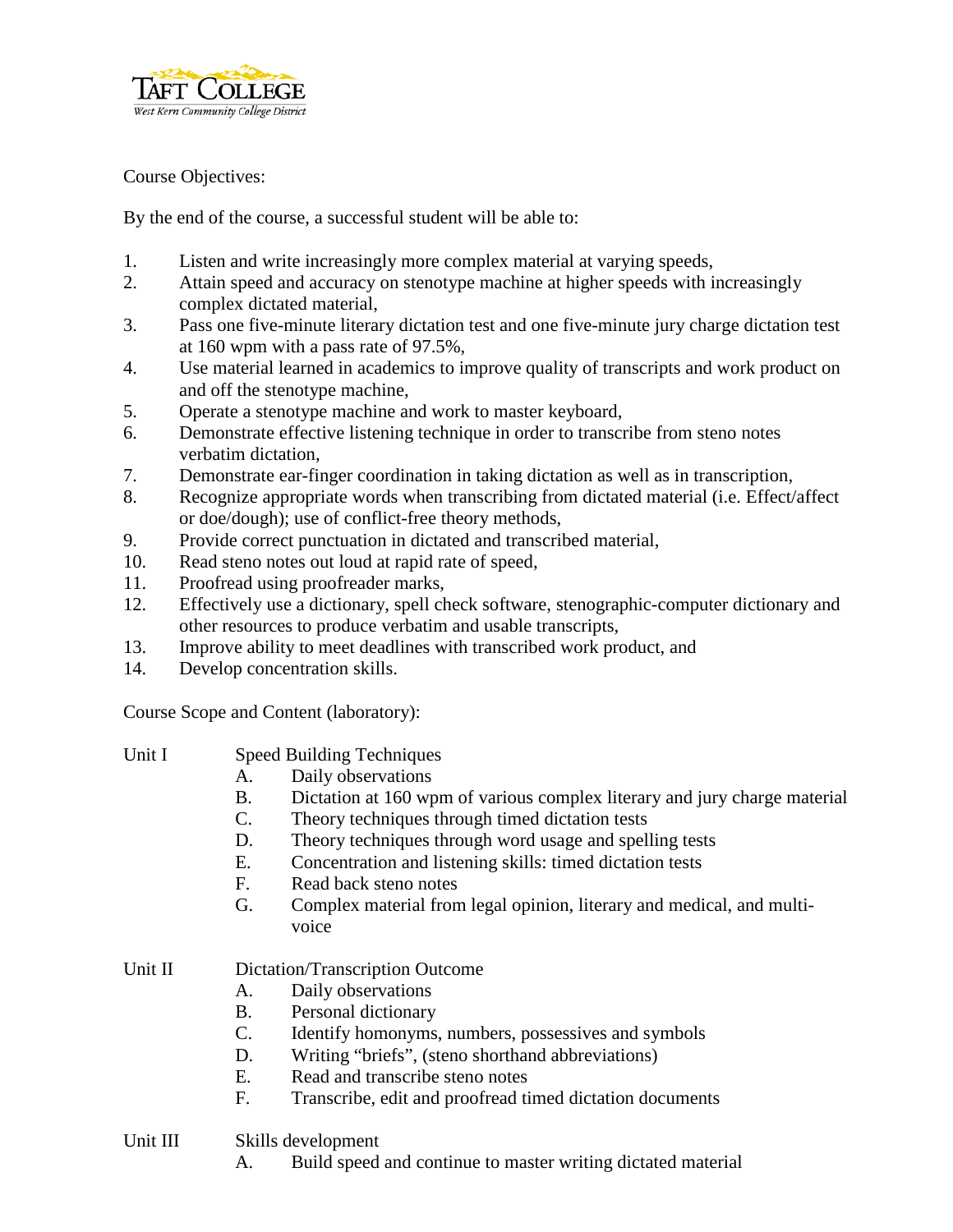Course Objectives:

By the end of the course, a successful student will be able to:

1. Listen and write increasingly more complex material at varying speeds,
2. Attain speed and accuracy on stenotype machine at higher speeds with increasingly complex dictated material,
3. Pass one five-minute literary dictation test and one five-minute jury charge dictation test at 160 wpm with a pass rate of 97.5%,
4. Use material learned in academics to improve quality of transcripts and work product on and off the stenotype machine,
5. Operate a stenotype machine and work to master keyboard,
6. Demonstrate effective listening technique in order to transcribe from steno notes verbatim dictation,
7. Demonstrate ear-finger coordination in taking dictation as well as in transcription,
8. Recognize appropriate words when transcribing from dictated material (i.e. Effect/affect or doe/dough); use of conflict-free theory methods,
9. Provide correct punctuation in dictated and transcribed material,
10. Read steno notes out loud at rapid rate of speed,
11. Proofread using proofreader marks,
12. Effectively use a dictionary, spell check software, stenographic-computer dictionary and other resources to produce verbatim and usable transcripts,
13. Improve ability to meet deadlines with transcribed work product, and
14. Develop concentration skills.

Course Scope and Content (laboratory):

Unit I Speed Building Techniques
- A. Daily observations
- B. Dictation at 160 wpm of various complex literary and jury charge material
- C. Theory techniques through timed dictation tests
- D. Theory techniques through word usage and spelling tests
- E. Concentration and listening skills: timed dictation tests
- F. Read back steno notes
- G. Complex material from legal opinion, literary and medical, and multi-voice

Unit II Dictation/Transcription Outcome
- A. Daily observations
- B. Personal dictionary
- C. Identify homonyms, numbers, possessives and symbols
- D. Writing "briefs", (steno shorthand abbreviations)
- E. Read and transcribe steno notes
- F. Transcribe, edit and proofread timed dictation documents

Unit III Skills development
- A. Build speed and continue to master writing dictated material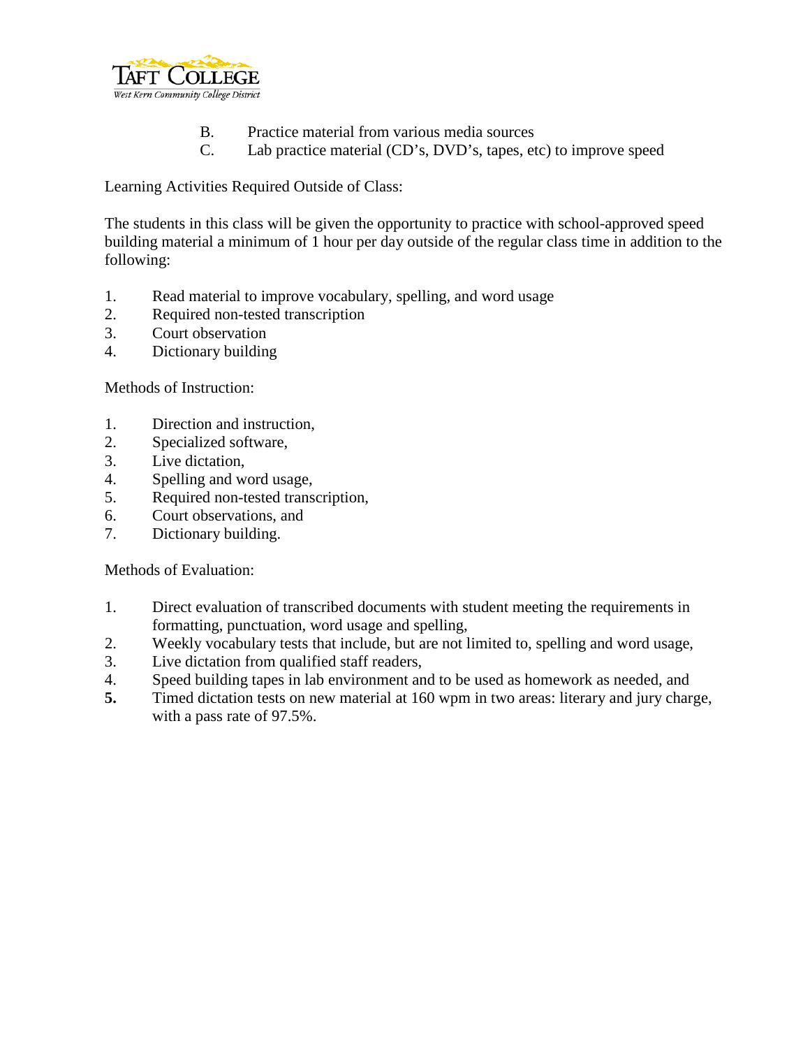B. Practice material from various media sources
C. Lab practice material (CD's, DVD's, tapes, etc) to improve speed

Learning Activities Required Outside of Class:

The students in this class will be given the opportunity to practice with school-approved speed building material a minimum of 1 hour per day outside of the regular class time in addition to the following:

1. Read material to improve vocabulary, spelling, and word usage
2. Required non-tested transcription
3. Court observation
4. Dictionary building

Methods of Instruction:

1. Direction and instruction,
2. Specialized software,
3. Live dictation,
4. Spelling and word usage,
5. Required non-tested transcription,
6. Court observations, and
7. Dictionary building.

Methods of Evaluation:

1. Direct evaluation of transcribed documents with student meeting the requirements in formatting, punctuation, word usage and spelling,
2. Weekly vocabulary tests that include, but are not limited to, spelling and word usage,
3. Live dictation from qualified staff readers,
4. Speed building tapes in lab environment and to be used as homework as needed, and
5. Timed dictation tests on new material at 160 wpm in two areas: literary and jury charge, with a pass rate of 97.5%.